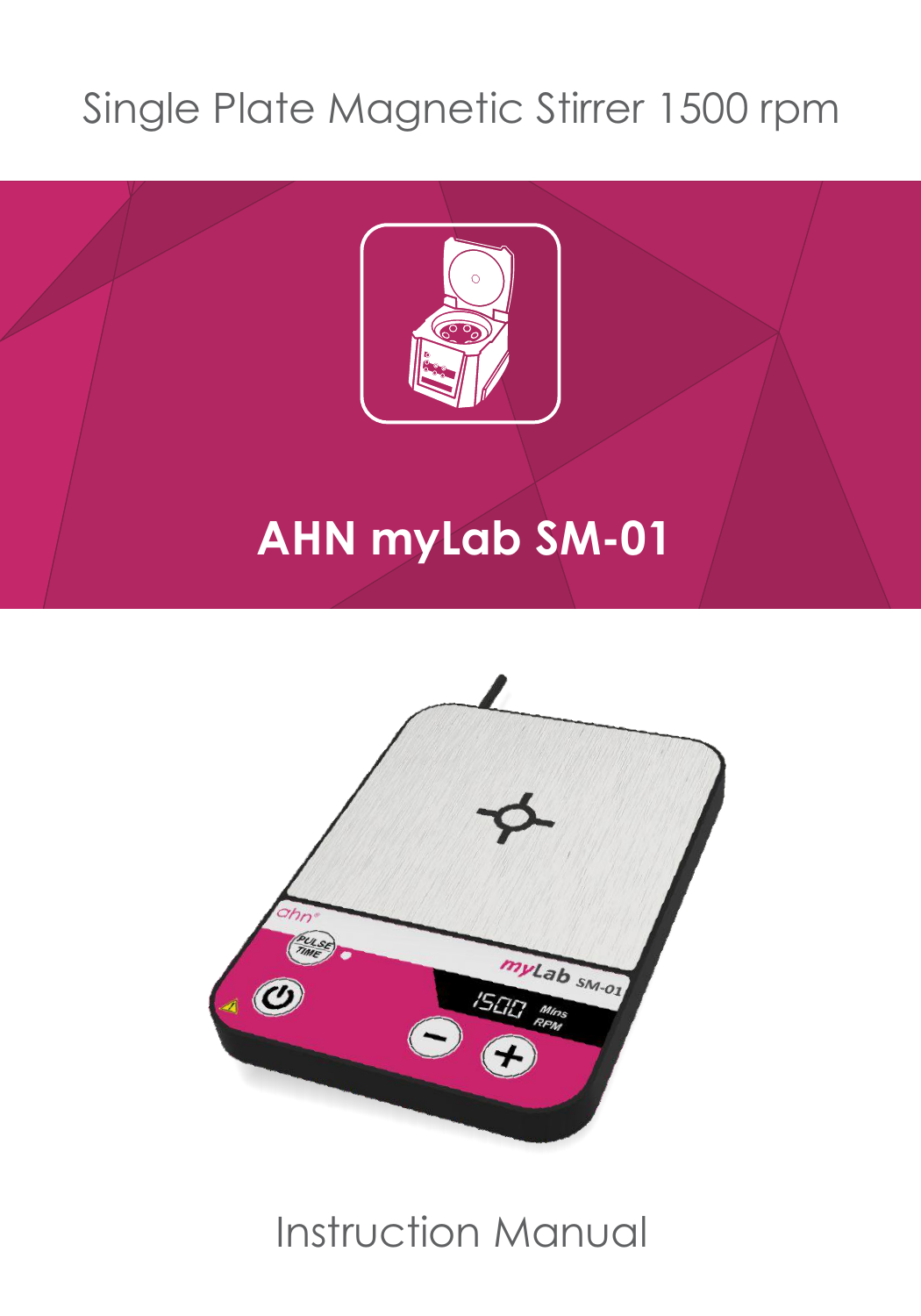Single Plate Magnetic Stirrer 1500 rpm

# AHN myLab SM-01

Instruction Manual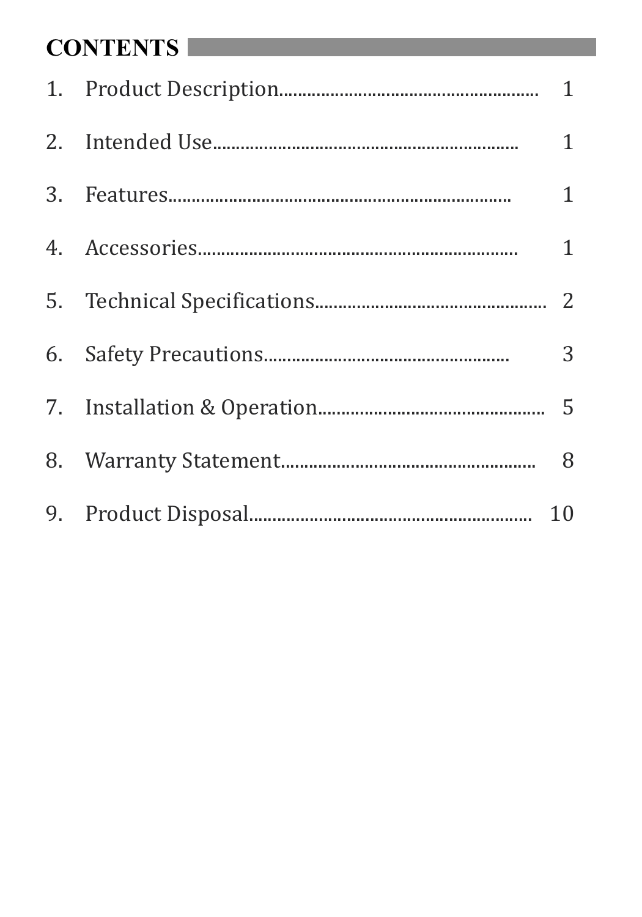# CONTENTS

1. Product Description........................................................ 1
2. Intended Use................................................................... 1
3. Features.......................................................................... 1
4. Accessories..................................................................... 1
5. Technical Specifications.................................................. 2
6. Safety Precautions.......................................................... 3
7. Installation & Operation................................................. 5
8. Warranty Statement........................................................ 8
9. Product Disposal............................................................. 10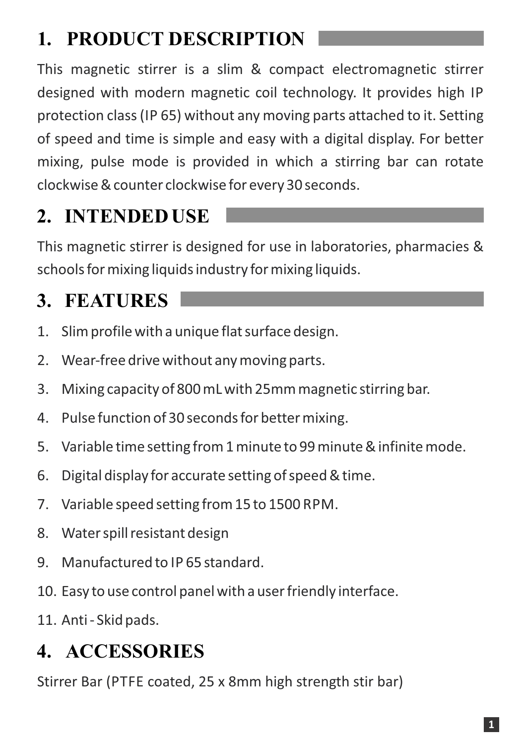## 1. PRODUCT DESCRIPTION

This magnetic stirrer is a slim & compact electromagnetic stirrer designed with modern magnetic coil technology. It provides high IP protection class (IP 65) without any moving parts attached to it. Setting of speed and time is simple and easy with a digital display. For better mixing, pulse mode is provided in which a stirring bar can rotate clockwise & counter clockwise for every 30 seconds.

## 2. INTENDED USE

This magnetic stirrer is designed for use in laboratories, pharmacies & schools for mixing liquids industry for mixing liquids.

## 3. FEATURES

1. Slim profile with a unique flat surface design.
2. Wear-free drive without any moving parts.
3. Mixing capacity of 800 mL with 25mm magnetic stirring bar.
4. Pulse function of 30 seconds for better mixing.
5. Variable time setting from 1 minute to 99 minute & infinite mode.
6. Digital display for accurate setting of speed & time.
7. Variable speed setting from 15 to 1500 RPM.
8. Water spill resistant design
9. Manufactured to IP 65 standard.
10. Easy to use control panel with a user friendly interface.
11. Anti - Skid pads.

## 4. ACCESSORIES

Stirrer Bar (PTFE coated, 25 x 8mm high strength stir bar)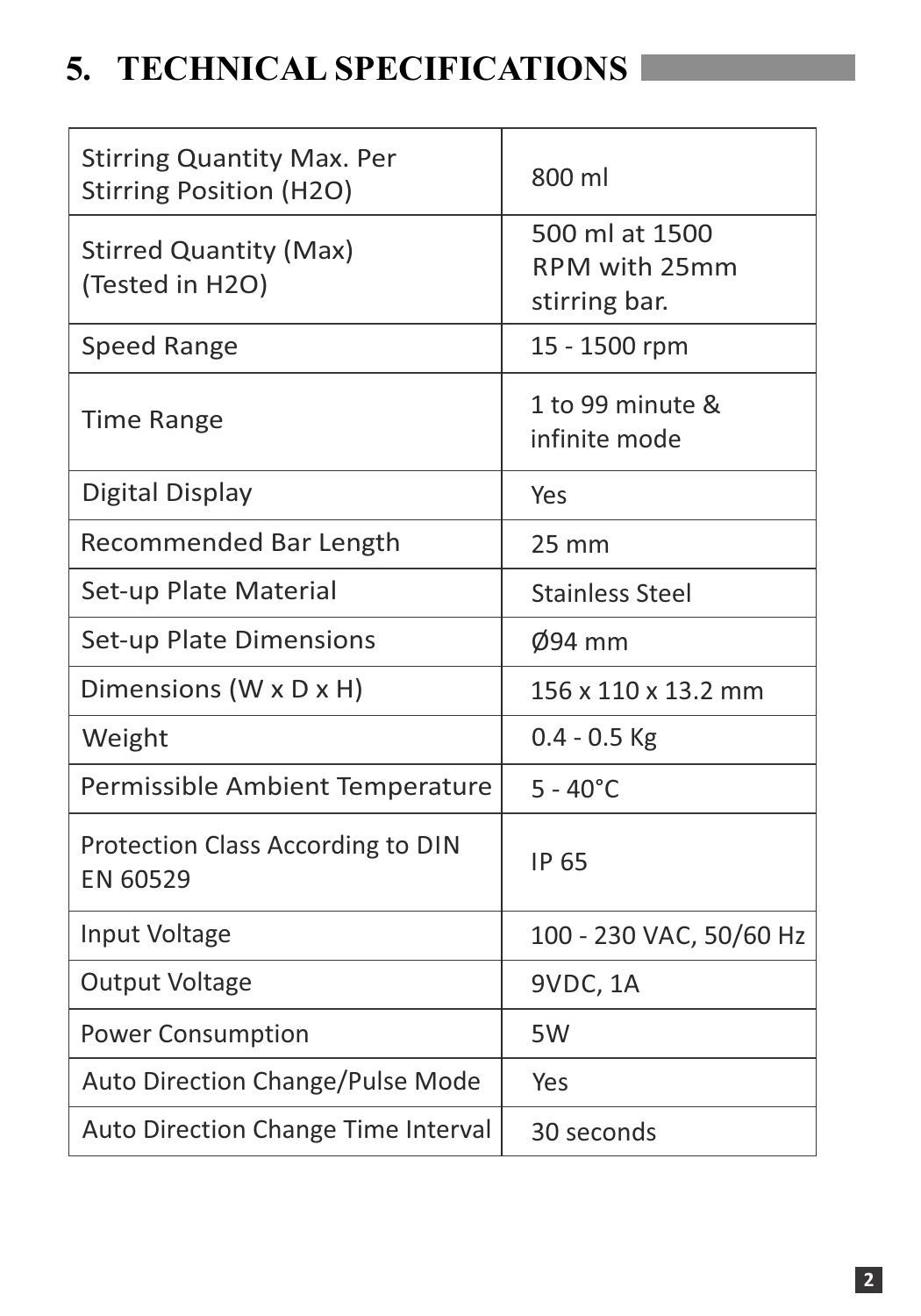# 5. TECHNICAL SPECIFICATIONS

| | |
|---|---|
| Stirring Quantity Max. Per Stirring Position ($H_2O$) | 800 ml |
| Stirred Quantity (Max) (Tested in $H_2O$) | 500 ml at 1500 RPM with 25mm stirring bar. |
| Speed Range | 15 - 1500 rpm |
| Time Range | 1 to 99 minute & infinite mode |
| Digital Display | Yes |
| Recommended Bar Length | 25 mm |
| Set-up Plate Material | Stainless Steel |
| Set-up Plate Dimensions | Ø94 mm |
| Dimensions (W x D x H) | 156 x 110 x 13.2 mm |
| Weight | 0.4 - 0.5 Kg |
| Permissible Ambient Temperature | 5 - 40°C |
| Protection Class According to DIN EN 60529 | IP 65 |
| Input Voltage | 100 - 230 VAC, 50/60 Hz |
| Output Voltage | 9VDC, 1A |
| Power Consumption | 5W |
| Auto Direction Change/Pulse Mode | Yes |
| Auto Direction Change Time Interval | 30 seconds |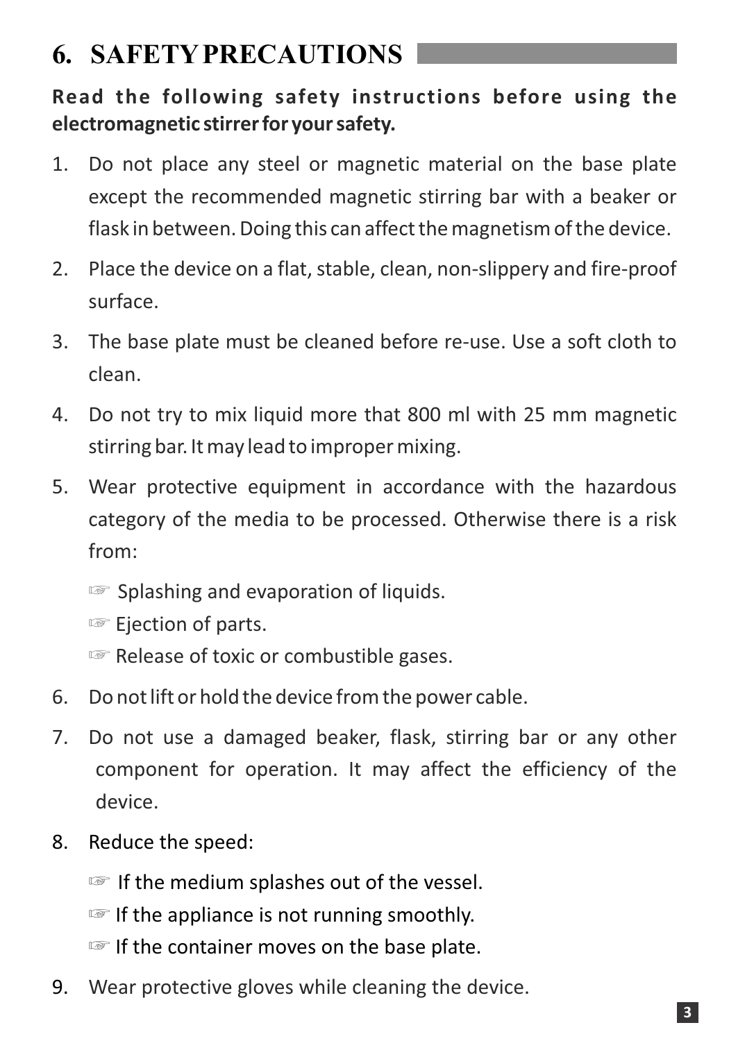# 6. SAFETY PRECAUTIONS

**Read the following safety instructions before using the electromagnetic stirrer for your safety.**

1. Do not place any steel or magnetic material on the base plate except the recommended magnetic stirring bar with a beaker or flask in between. Doing this can affect the magnetism of the device.
2. Place the device on a flat, stable, clean, non-slippery and fire-proof surface.
3. The base plate must be cleaned before re-use. Use a soft cloth to clean.
4. Do not try to mix liquid more that 800 ml with 25 mm magnetic stirring bar. It may lead to improper mixing.
5. Wear protective equipment in accordance with the hazardous category of the media to be processed. Otherwise there is a risk from:
   - ☞ Splashing and evaporation of liquids.
   - ☞ Ejection of parts.
   - ☞ Release of toxic or combustible gases.
6. Do not lift or hold the device from the power cable.
7. Do not use a damaged beaker, flask, stirring bar or any other component for operation. It may affect the efficiency of the device.
8. Reduce the speed:
   - ☞ If the medium splashes out of the vessel.
   - ☞ If the appliance is not running smoothly.
   - ☞ If the container moves on the base plate.
9. Wear protective gloves while cleaning the device.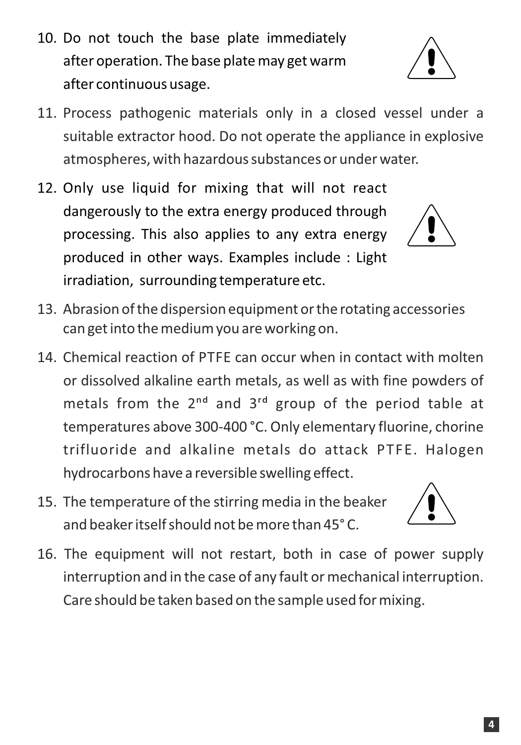10. Do not touch the base plate immediately after operation. The base plate may get warm after continuous usage.

11. Process pathogenic materials only in a closed vessel under a suitable extractor hood. Do not operate the appliance in explosive atmospheres, with hazardous substances or under water.

12. Only use liquid for mixing that will not react dangerously to the extra energy produced through processing. This also applies to any extra energy produced in other ways. Examples include : Light irradiation, surrounding temperature etc.

13. Abrasion of the dispersion equipment or the rotating accessories can get into the medium you are working on.

14. Chemical reaction of PTFE can occur when in contact with molten or dissolved alkaline earth metals, as well as with fine powders of metals from the 2nd and 3rd group of the period table at temperatures above 300-400 °C. Only elementary fluorine, chorine trifluoride and alkaline metals do attack PTFE. Halogen hydrocarbons have a reversible swelling effect.

15. The temperature of the stirring media in the beaker and beaker itself should not be more than 45° C.

16. The equipment will not restart, both in case of power supply interruption and in the case of any fault or mechanical interruption. Care should be taken based on the sample used for mixing.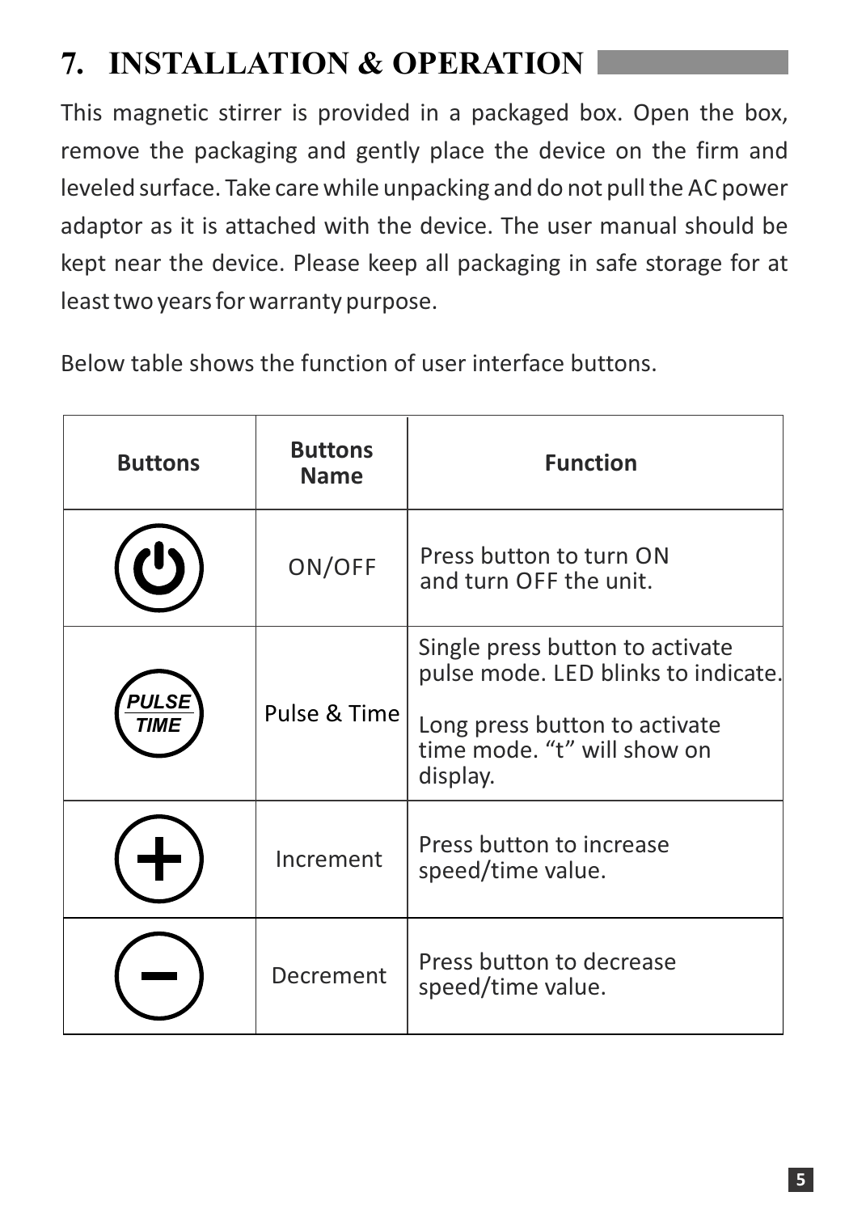# 7. INSTALLATION & OPERATION

This magnetic stirrer is provided in a packaged box. Open the box, remove the packaging and gently place the device on the firm and leveled surface. Take care while unpacking and do not pull the AC power adaptor as it is attached with the device. The user manual should be kept near the device. Please keep all packaging in safe storage for at least two years for warranty purpose.

Below table shows the function of user interface buttons.

| Buttons | Buttons Name | Function |
|---|---|---|
| ⏻ | ON/OFF | Press button to turn ON and turn OFF the unit. |
| PULSE TIME | Pulse & Time | Single press button to activate pulse mode. LED blinks to indicate.<br><br>Long press button to activate time mode. “t” will show on display. |
| + | Increment | Press button to increase speed/time value. |
| − | Decrement | Press button to decrease speed/time value. |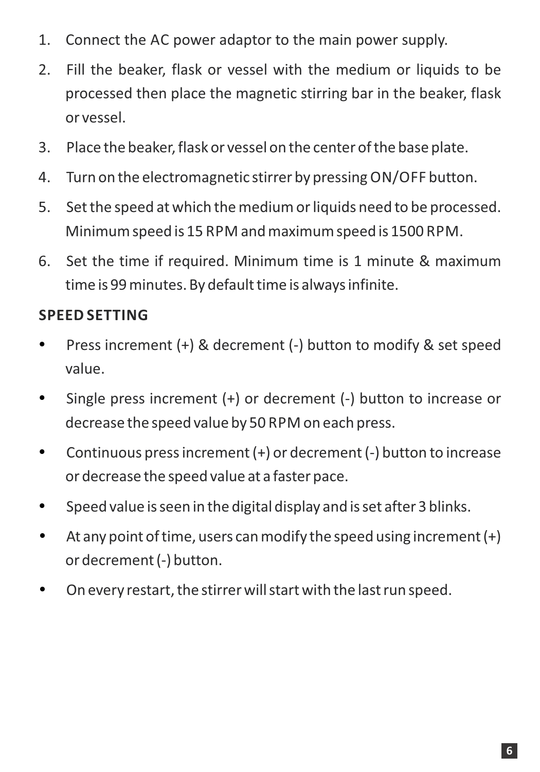1. Connect the AC power adaptor to the main power supply.
2. Fill the beaker, flask or vessel with the medium or liquids to be processed then place the magnetic stirring bar in the beaker, flask or vessel.
3. Place the beaker, flask or vessel on the center of the base plate.
4. Turn on the electromagnetic stirrer by pressing ON/OFF button.
5. Set the speed at which the medium or liquids need to be processed. Minimum speed is 15 RPM and maximum speed is 1500 RPM.
6. Set the time if required. Minimum time is 1 minute & maximum time is 99 minutes. By default time is always infinite.

**SPEED SETTING**

- Press increment (+) & decrement (-) button to modify & set speed value.
- Single press increment (+) or decrement (-) button to increase or decrease the speed value by 50 RPM on each press.
- Continuous press increment (+) or decrement (-) button to increase or decrease the speed value at a faster pace.
- Speed value is seen in the digital display and is set after 3 blinks.
- At any point of time, users can modify the speed using increment (+) or decrement (-) button.
- On every restart, the stirrer will start with the last run speed.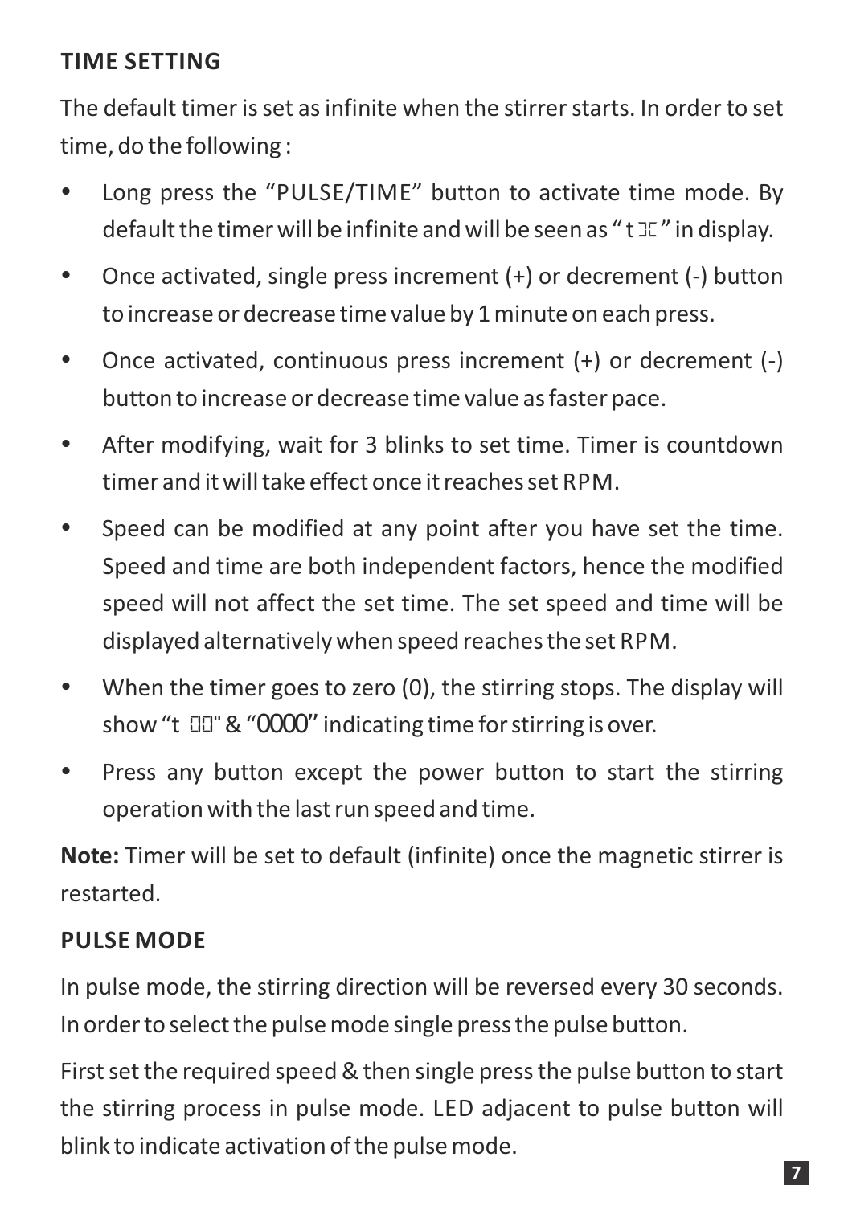## TIME SETTING

The default timer is set as infinite when the stirrer starts. In order to set time, do the following :

- Long press the "PULSE/TIME" button to activate time mode. By default the timer will be infinite and will be seen as " t ⊐⊏ " in display.
- Once activated, single press increment (+) or decrement (-) button to increase or decrease time value by 1 minute on each press.
- Once activated, continuous press increment (+) or decrement (-) button to increase or decrease time value as faster pace.
- After modifying, wait for 3 blinks to set time. Timer is countdown timer and it will take effect once it reaches set RPM.
- Speed can be modified at any point after you have set the time. Speed and time are both independent factors, hence the modified speed will not affect the set time. The set speed and time will be displayed alternatively when speed reaches the set RPM.
- When the timer goes to zero (0), the stirring stops. The display will show "t 00" & "0000" indicating time for stirring is over.
- Press any button except the power button to start the stirring operation with the last run speed and time.

**Note:** Timer will be set to default (infinite) once the magnetic stirrer is restarted.

## PULSE MODE

In pulse mode, the stirring direction will be reversed every 30 seconds. In order to select the pulse mode single press the pulse button.

First set the required speed & then single press the pulse button to start the stirring process in pulse mode. LED adjacent to pulse button will blink to indicate activation of the pulse mode.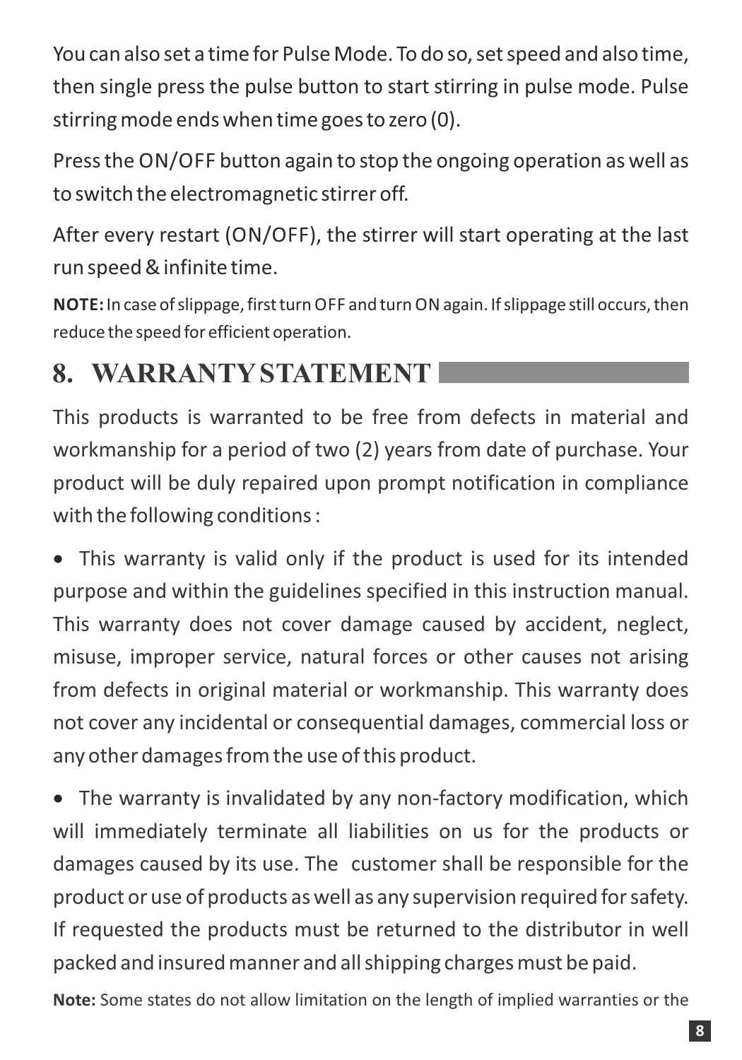You can also set a time for Pulse Mode. To do so, set speed and also time, then single press the pulse button to start stirring in pulse mode. Pulse stirring mode ends when time goes to zero (0).

Press the ON/OFF button again to stop the ongoing operation as well as to switch the electromagnetic stirrer off.

After every restart (ON/OFF), the stirrer will start operating at the last run speed & infinite time.

**NOTE:** In case of slippage, first turn OFF and turn ON again. If slippage still occurs, then reduce the speed for efficient operation.

## 8. WARRANTY STATEMENT

This products is warranted to be free from defects in material and workmanship for a period of two (2) years from date of purchase. Your product will be duly repaired upon prompt notification in compliance with the following conditions :

- This warranty is valid only if the product is used for its intended purpose and within the guidelines specified in this instruction manual. This warranty does not cover damage caused by accident, neglect, misuse, improper service, natural forces or other causes not arising from defects in original material or workmanship. This warranty does not cover any incidental or consequential damages, commercial loss or any other damages from the use of this product.

- The warranty is invalidated by any non-factory modification, which will immediately terminate all liabilities on us for the products or damages caused by its use. The customer shall be responsible for the product or use of products as well as any supervision required for safety. If requested the products must be returned to the distributor in well packed and insured manner and all shipping charges must be paid.

**Note:** Some states do not allow limitation on the length of implied warranties or the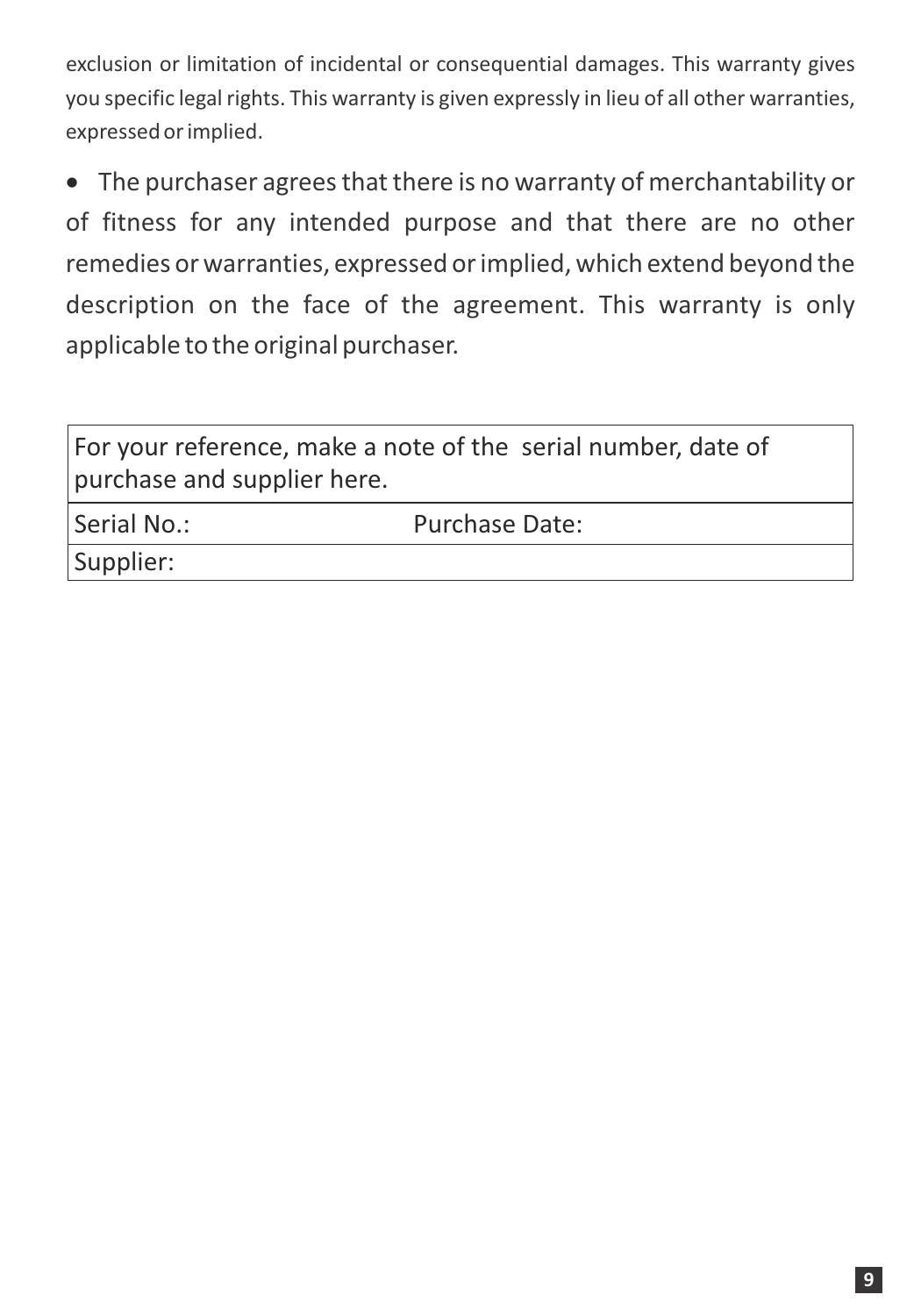exclusion or limitation of incidental or consequential damages. This warranty gives you specific legal rights. This warranty is given expressly in lieu of all other warranties, expressed or implied.

- The purchaser agrees that there is no warranty of merchantability or of fitness for any intended purpose and that there are no other remedies or warranties, expressed or implied, which extend beyond the description on the face of the agreement. This warranty is only applicable to the original purchaser.

| For your reference, make a note of the serial number, date of purchase and supplier here. | |
|---|---|
| Serial No.: | Purchase Date: |
| Supplier: | |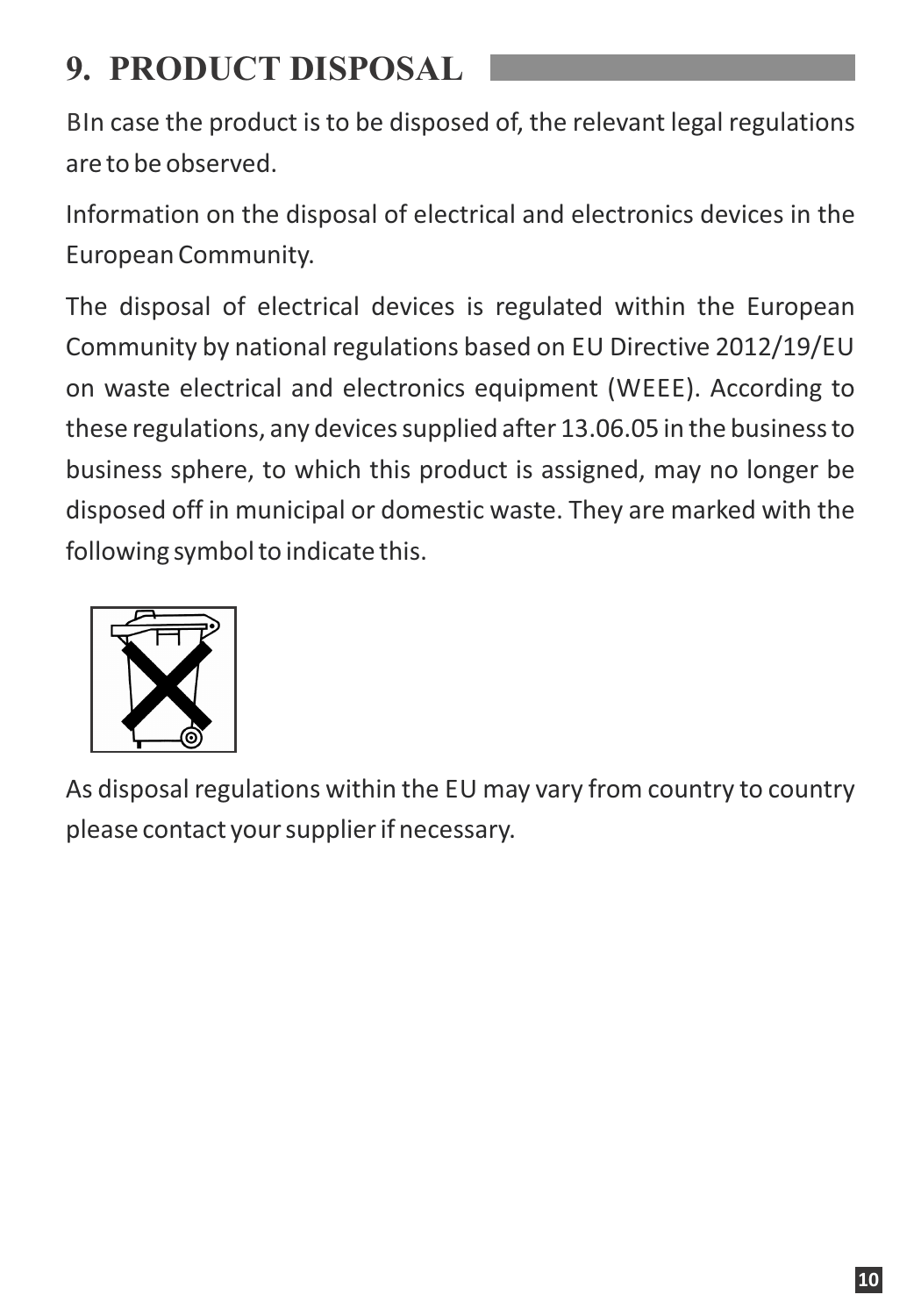# 9. PRODUCT DISPOSAL

BIn case the product is to be disposed of, the relevant legal regulations are to be observed.

Information on the disposal of electrical and electronics devices in the European Community.

The disposal of electrical devices is regulated within the European Community by national regulations based on EU Directive 2012/19/EU on waste electrical and electronics equipment (WEEE). According to these regulations, any devices supplied after 13.06.05 in the business to business sphere, to which this product is assigned, may no longer be disposed off in municipal or domestic waste. They are marked with the following symbol to indicate this.

As disposal regulations within the EU may vary from country to country please contact your supplier if necessary.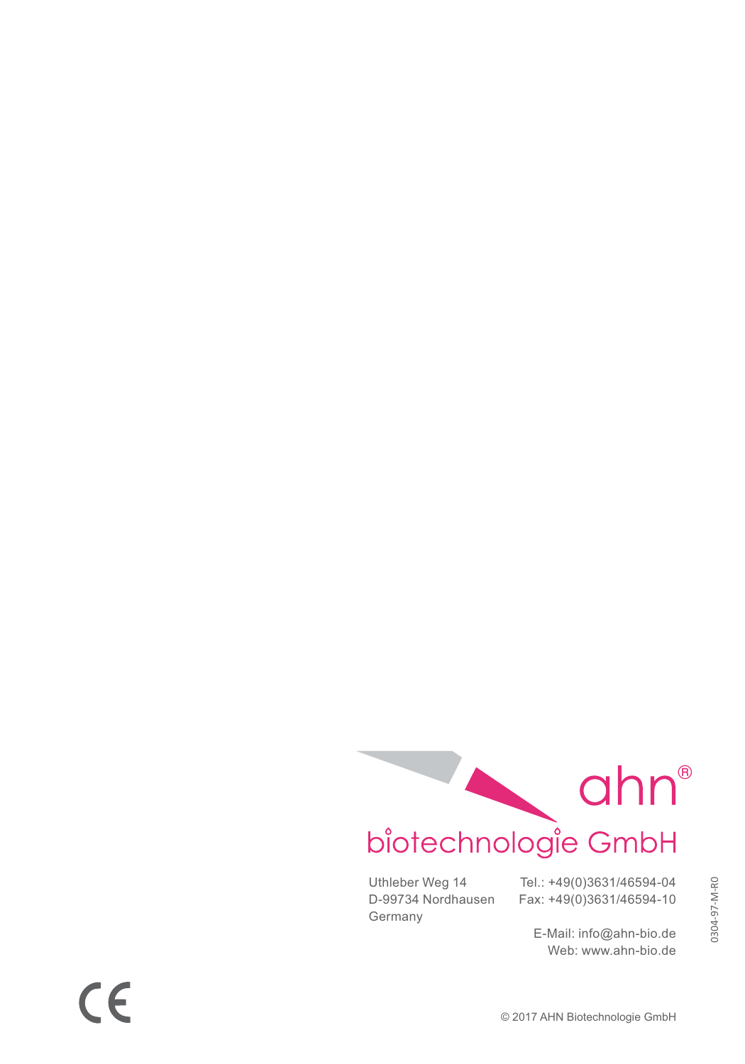ahn®

biotechnologie GmbH

Uthleber Weg 14
D-99734 Nordhausen
Germany

Tel.: +49(0)3631/46594-04
Fax: +49(0)3631/46594-10

E-Mail: info@ahn-bio.de
Web: www.ahn-bio.de

0304-97-M-R0

CE

© 2017 AHN Biotechnologie GmbH